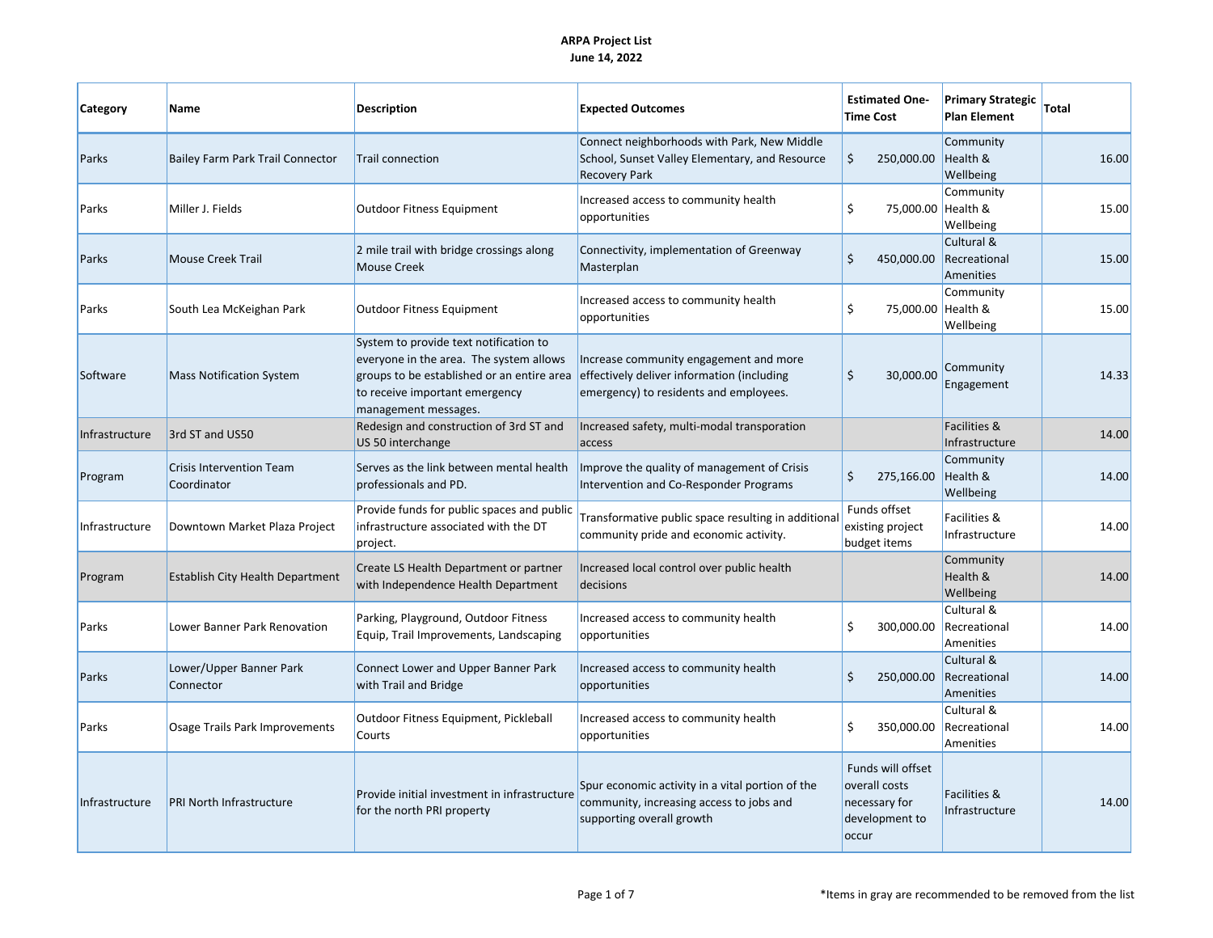# ARPA Project List

**June 14, 2022**

| Category | Name | Description | Expected Outcomes | Estimated One-Time Cost | Primary Strategic Plan Element | Total |
|---|---|---|---|---|---|---|
| Parks | Bailey Farm Park Trail Connector | Trail connection | Connect neighborhoods with Park, New Middle School, Sunset Valley Elementary, and Resource Recovery Park | $ 250,000.00 | Community Health & Wellbeing | 16.00 |
| Parks | Miller J. Fields | Outdoor Fitness Equipment | Increased access to community health opportunities | $ 75,000.00 | Community Health & Wellbeing | 15.00 |
| Parks | Mouse Creek Trail | 2 mile trail with bridge crossings along Mouse Creek | Connectivity, implementation of Greenway Masterplan | $ 450,000.00 | Cultural & Recreational Amenities | 15.00 |
| Parks | South Lea McKeighan Park | Outdoor Fitness Equipment | Increased access to community health opportunities | $ 75,000.00 | Community Health & Wellbeing | 15.00 |
| Software | Mass Notification System | System to provide text notification to everyone in the area. The system allows groups to be established or an entire area to receive important emergency management messages. | Increase community engagement and more effectively deliver information (including emergency) to residents and employees. | $ 30,000.00 | Community Engagement | 14.33 |
| Infrastructure | 3rd ST and US50 | Redesign and construction of 3rd ST and US 50 interchange | Increased safety, multi-modal transporation access | | Facilities & Infrastructure | 14.00 |
| Program | Crisis Intervention Team Coordinator | Serves as the link between mental health professionals and PD. | Improve the quality of management of Crisis Intervention and Co-Responder Programs | $ 275,166.00 | Community Health & Wellbeing | 14.00 |
| Infrastructure | Downtown Market Plaza Project | Provide funds for public spaces and public infrastructure associated with the DT project. | Transformative public space resulting in additional community pride and economic activity. | Funds offset existing project budget items | Facilities & Infrastructure | 14.00 |
| Program | Establish City Health Department | Create LS Health Department or partner with Independence Health Department | Increased local control over public health decisions | | Community Health & Wellbeing | 14.00 |
| Parks | Lower Banner Park Renovation | Parking, Playground, Outdoor Fitness Equip, Trail Improvements, Landscaping | Increased access to community health opportunities | $ 300,000.00 | Cultural & Recreational Amenities | 14.00 |
| Parks | Lower/Upper Banner Park Connector | Connect Lower and Upper Banner Park with Trail and Bridge | Increased access to community health opportunities | $ 250,000.00 | Cultural & Recreational Amenities | 14.00 |
| Parks | Osage Trails Park Improvements | Outdoor Fitness Equipment, Pickleball Courts | Increased access to community health opportunities | $ 350,000.00 | Cultural & Recreational Amenities | 14.00 |
| Infrastructure | PRI North Infrastructure | Provide initial investment in infrastructure for the north PRI property | Spur economic activity in a vital portion of the community, increasing access to jobs and supporting overall growth | Funds will offset overall costs necessary for development to occur | Facilities & Infrastructure | 14.00 |

*Items in gray are recommended to be removed from the list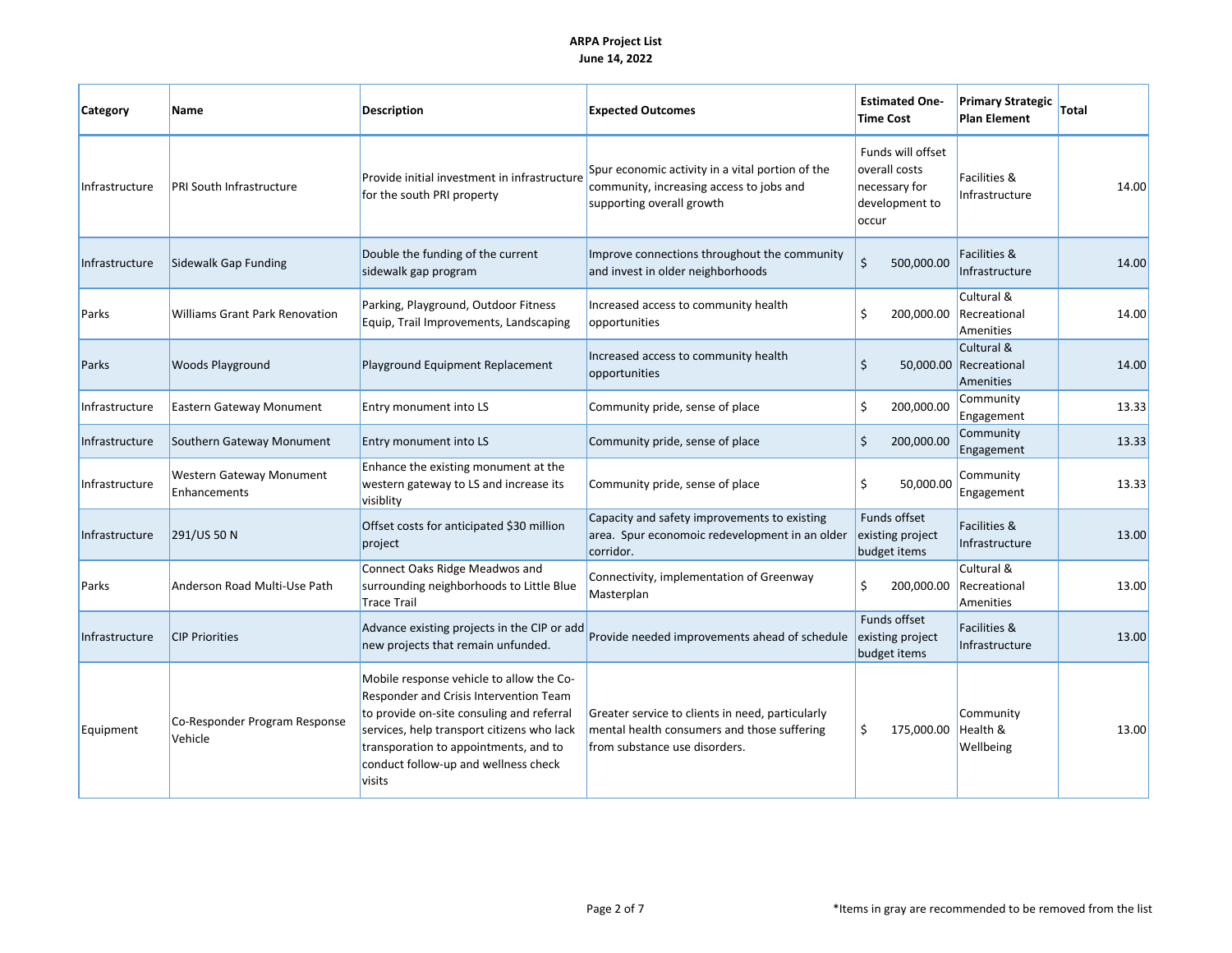**ARPA Project List**
**June 14, 2022**

| Category | Name | Description | Expected Outcomes | Estimated One-Time Cost | Primary Strategic Plan Element | Total |
|---|---|---|---|---|---|---|
| Infrastructure | PRI South Infrastructure | Provide initial investment in infrastructure for the south PRI property | Spur economic activity in a vital portion of the community, increasing access to jobs and supporting overall growth | Funds will offset overall costs necessary for development to occur | Facilities & Infrastructure | 14.00 |
| Infrastructure | Sidewalk Gap Funding | Double the funding of the current sidewalk gap program | Improve connections throughout the community and invest in older neighborhoods | $ 500,000.00 | Facilities & Infrastructure | 14.00 |
| Parks | Williams Grant Park Renovation | Parking, Playground, Outdoor Fitness Equip, Trail Improvements, Landscaping | Increased access to community health opportunities | $ 200,000.00 | Cultural & Recreational Amenities | 14.00 |
| Parks | Woods Playground | Playground Equipment Replacement | Increased access to community health opportunities | $ 50,000.00 | Cultural & Recreational Amenities | 14.00 |
| Infrastructure | Eastern Gateway Monument | Entry monument into LS | Community pride, sense of place | $ 200,000.00 | Community Engagement | 13.33 |
| Infrastructure | Southern Gateway Monument | Entry monument into LS | Community pride, sense of place | $ 200,000.00 | Community Engagement | 13.33 |
| Infrastructure | Western Gateway Monument Enhancements | Enhance the existing monument at the western gateway to LS and increase its visiblity | Community pride, sense of place | $ 50,000.00 | Community Engagement | 13.33 |
| Infrastructure | 291/US 50 N | Offset costs for anticipated $30 million project | Capacity and safety improvements to existing area. Spur economoic redevelopment in an older corridor. | Funds offset existing project budget items | Facilities & Infrastructure | 13.00 |
| Parks | Anderson Road Multi-Use Path | Connect Oaks Ridge Meadwos and surrounding neighborhoods to Little Blue Trace Trail | Connectivity, implementation of Greenway Masterplan | $ 200,000.00 | Cultural & Recreational Amenities | 13.00 |
| Infrastructure | CIP Priorities | Advance existing projects in the CIP or add new projects that remain unfunded. | Provide needed improvements ahead of schedule | Funds offset existing project budget items | Facilities & Infrastructure | 13.00 |
| Equipment | Co-Responder Program Response Vehicle | Mobile response vehicle to allow the Co-Responder and Crisis Intervention Team to provide on-site consuling and referral services, help transport citizens who lack transporation to appointments, and to conduct follow-up and wellness check visits | Greater service to clients in need, particularly mental health consumers and those suffering from substance use disorders. | $ 175,000.00 | Community Health & Wellbeing | 13.00 |

*Items in gray are recommended to be removed from the list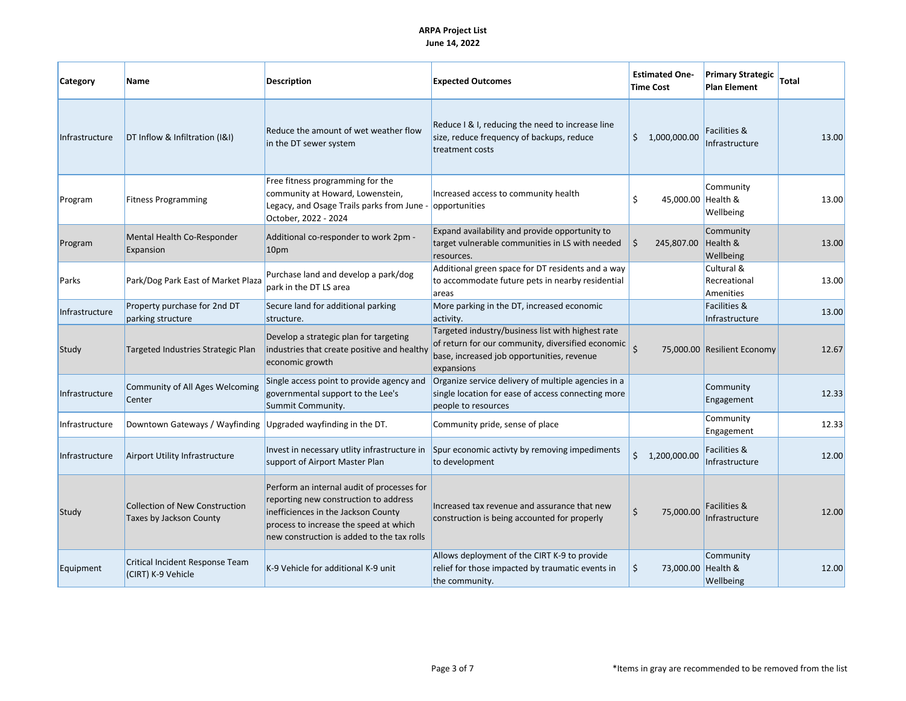**ARPA Project List**
**June 14, 2022**

| Category | Name | Description | Expected Outcomes | Estimated One-Time Cost | Primary Strategic Plan Element | Total |
|---|---|---|---|---|---|---|
| Infrastructure | DT Inflow & Infiltration (I&I) | Reduce the amount of wet weather flow in the DT sewer system | Reduce I & I, reducing the need to increase line size, reduce frequency of backups, reduce treatment costs | $ 1,000,000.00 | Facilities & Infrastructure | 13.00 |
| Program | Fitness Programming | Free fitness programming for the community at Howard, Lowenstein, Legacy, and Osage Trails parks from June - October, 2022 - 2024 | Increased access to community health opportunities | $ 45,000.00 | Community Health & Wellbeing | 13.00 |
| Program | Mental Health Co-Responder Expansion | Additional co-responder to work 2pm - 10pm | Expand availability and provide opportunity to target vulnerable communities in LS with needed resources. | $ 245,807.00 | Community Health & Wellbeing | 13.00 |
| Parks | Park/Dog Park East of Market Plaza | Purchase land and develop a park/dog park in the DT LS area | Additional green space for DT residents and a way to accommodate future pets in nearby residential areas | | Cultural & Recreational Amenities | 13.00 |
| Infrastructure | Property purchase for 2nd DT parking structure | Secure land for additional parking structure. | More parking in the DT, increased economic activity. | | Facilities & Infrastructure | 13.00 |
| Study | Targeted Industries Strategic Plan | Develop a strategic plan for targeting industries that create positive and healthy economic growth | Targeted industry/business list with highest rate of return for our community, diversified economic base, increased job opportunities, revenue expansions | $ 75,000.00 | Resilient Economy | 12.67 |
| Infrastructure | Community of All Ages Welcoming Center | Single access point to provide agency and governmental support to the Lee's Summit Community. | Organize service delivery of multiple agencies in a single location for ease of access connecting more people to resources | | Community Engagement | 12.33 |
| Infrastructure | Downtown Gateways / Wayfinding | Upgraded wayfinding in the DT. | Community pride, sense of place | | Community Engagement | 12.33 |
| Infrastructure | Airport Utility Infrastructure | Invest in necessary utlity infrastructure in support of Airport Master Plan | Spur economic activty by removing impediments to development | $ 1,200,000.00 | Facilities & Infrastructure | 12.00 |
| Study | Collection of New Construction Taxes by Jackson County | Perform an internal audit of processes for reporting new construction to address inefficiencies in the Jackson County process to increase the speed at which new construction is added to the tax rolls | Increased tax revenue and assurance that new construction is being accounted for properly | $ 75,000.00 | Facilities & Infrastructure | 12.00 |
| Equipment | Critical Incident Response Team (CIRT) K-9 Vehicle | K-9 Vehicle for additional K-9 unit | Allows deployment of the CIRT K-9 to provide relief for those impacted by traumatic events in the community. | $ 73,000.00 | Community Health & Wellbeing | 12.00 |

*Items in gray are recommended to be removed from the list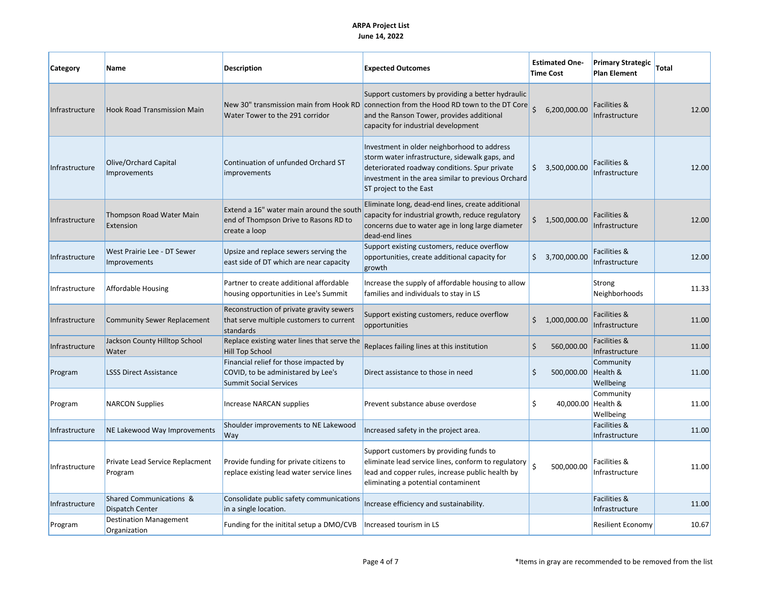**ARPA Project List**
**June 14, 2022**

| Category | Name | Description | Expected Outcomes | Estimated One-Time Cost | Primary Strategic Plan Element | Total |
|---|---|---|---|---|---|---|
| Infrastructure | Hook Road Transmission Main | New 30" transmission main from Hook RD Water Tower to the 291 corridor | Support customers by providing a better hydraulic connection from the Hood RD town to the DT Core and the Ranson Tower, provides additional capacity for industrial development | $ 6,200,000.00 | Facilities & Infrastructure | 12.00 |
| Infrastructure | Olive/Orchard Capital Improvements | Continuation of unfunded Orchard ST improvements | Investment in older neighborhood to address storm water infrastructure, sidewalk gaps, and deteriorated roadway conditions. Spur private investment in the area similar to previous Orchard ST project to the East | $ 3,500,000.00 | Facilities & Infrastructure | 12.00 |
| Infrastructure | Thompson Road Water Main Extension | Extend a 16" water main around the south end of Thompson Drive to Rasons RD to create a loop | Eliminate long, dead-end lines, create additional capacity for industrial growth, reduce regulatory concerns due to water age in long large diameter dead-end lines | $ 1,500,000.00 | Facilities & Infrastructure | 12.00 |
| Infrastructure | West Prairie Lee - DT Sewer Improvements | Upsize and replace sewers serving the east side of DT which are near capacity | Support existing customers, reduce overflow opportunities, create additional capacity for growth | $ 3,700,000.00 | Facilities & Infrastructure | 12.00 |
| Infrastructure | Affordable Housing | Partner to create additional affordable housing opportunities in Lee's Summit | Increase the supply of affordable housing to allow families and individuals to stay in LS | | Strong Neighborhoods | 11.33 |
| Infrastructure | Community Sewer Replacement | Reconstruction of private gravity sewers that serve multiple customers to current standards | Support existing customers, reduce overflow opportunities | $ 1,000,000.00 | Facilities & Infrastructure | 11.00 |
| Infrastructure | Jackson County Hilltop School Water | Replace existing water lines that serve the Hill Top School | Replaces failing lines at this institution | $ 560,000.00 | Facilities & Infrastructure | 11.00 |
| Program | LSSS Direct Assistance | Financial relief for those impacted by COVID, to be administered by Lee's Summit Social Services | Direct assistance to those in need | $ 500,000.00 | Community Health & Wellbeing | 11.00 |
| Program | NARCON Supplies | Increase NARCAN supplies | Prevent substance abuse overdose | $ 40,000.00 | Community Health & Wellbeing | 11.00 |
| Infrastructure | NE Lakewood Way Improvements | Shoulder improvements to NE Lakewood Way | Increased safety in the project area. | | Facilities & Infrastructure | 11.00 |
| Infrastructure | Private Lead Service Replacment Program | Provide funding for private citizens to replace existing lead water service lines | Support customers by providing funds to eliminate lead service lines, conform to regulatory lead and copper rules, increase public health by eliminating a potential contaminent | $ 500,000.00 | Facilities & Infrastructure | 11.00 |
| Infrastructure | Shared Communications & Dispatch Center | Consolidate public safety communications in a single location. | Increase efficiency and sustainability. | | Facilities & Infrastructure | 11.00 |
| Program | Destination Management Organization | Funding for the initital setup a DMO/CVB | Increased tourism in LS | | Resilient Economy | 10.67 |

*Items in gray are recommended to be removed from the list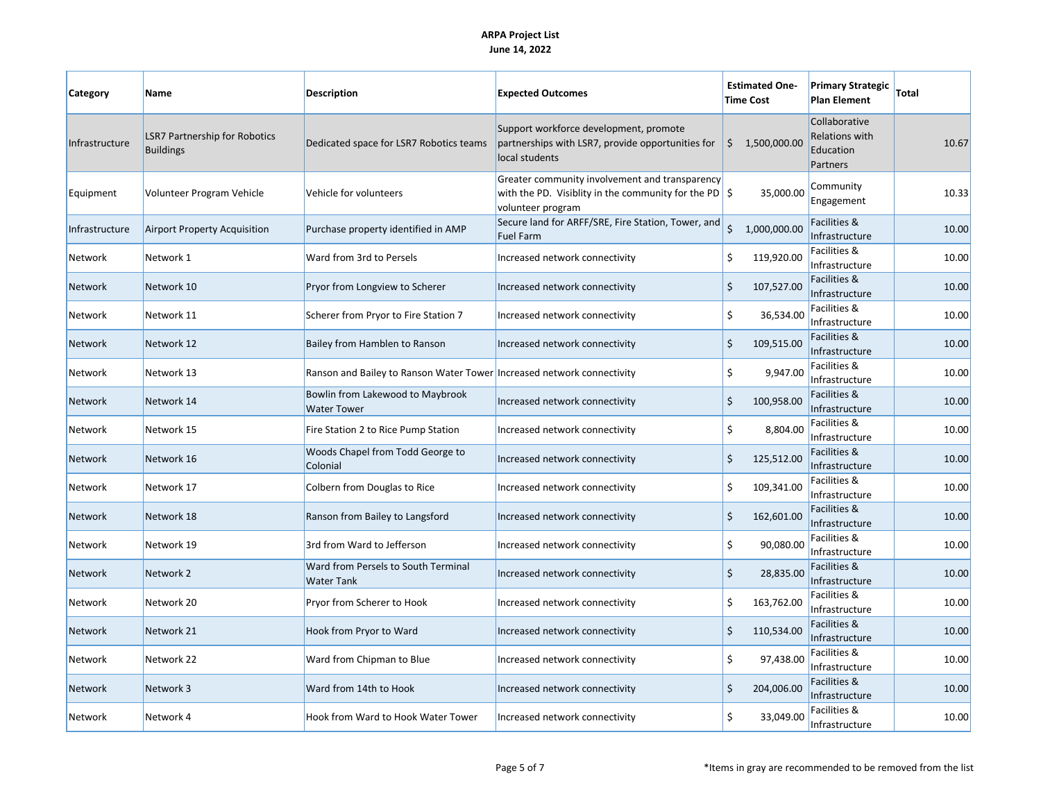**ARPA Project List**
**June 14, 2022**

| Category | Name | Description | Expected Outcomes | Estimated One-Time Cost | Primary Strategic Plan Element | Total |
|---|---|---|---|---|---|---|
| Infrastructure | LSR7 Partnership for Robotics Buildings | Dedicated space for LSR7 Robotics teams | Support workforce development, promote partnerships with LSR7, provide opportunities for local students | $ 1,500,000.00 | Collaborative Relations with Education Partners | 10.67 |
| Equipment | Volunteer Program Vehicle | Vehicle for volunteers | Greater community involvement and transparency with the PD. Visiblity in the community for the PD volunteer program | $ 35,000.00 | Community Engagement | 10.33 |
| Infrastructure | Airport Property Acquisition | Purchase property identified in AMP | Secure land for ARFF/SRE, Fire Station, Tower, and Fuel Farm | $ 1,000,000.00 | Facilities & Infrastructure | 10.00 |
| Network | Network 1 | Ward from 3rd to Persels | Increased network connectivity | $ 119,920.00 | Facilities & Infrastructure | 10.00 |
| Network | Network 10 | Pryor from Longview to Scherer | Increased network connectivity | $ 107,527.00 | Facilities & Infrastructure | 10.00 |
| Network | Network 11 | Scherer from Pryor to Fire Station 7 | Increased network connectivity | $ 36,534.00 | Facilities & Infrastructure | 10.00 |
| Network | Network 12 | Bailey from Hamblen to Ranson | Increased network connectivity | $ 109,515.00 | Facilities & Infrastructure | 10.00 |
| Network | Network 13 | Ranson and Bailey to Ranson Water Tower | Increased network connectivity | $ 9,947.00 | Facilities & Infrastructure | 10.00 |
| Network | Network 14 | Bowlin from Lakewood to Maybrook Water Tower | Increased network connectivity | $ 100,958.00 | Facilities & Infrastructure | 10.00 |
| Network | Network 15 | Fire Station 2 to Rice Pump Station | Increased network connectivity | $ 8,804.00 | Facilities & Infrastructure | 10.00 |
| Network | Network 16 | Woods Chapel from Todd George to Colonial | Increased network connectivity | $ 125,512.00 | Facilities & Infrastructure | 10.00 |
| Network | Network 17 | Colbern from Douglas to Rice | Increased network connectivity | $ 109,341.00 | Facilities & Infrastructure | 10.00 |
| Network | Network 18 | Ranson from Bailey to Langsford | Increased network connectivity | $ 162,601.00 | Facilities & Infrastructure | 10.00 |
| Network | Network 19 | 3rd from Ward to Jefferson | Increased network connectivity | $ 90,080.00 | Facilities & Infrastructure | 10.00 |
| Network | Network 2 | Ward from Persels to South Terminal Water Tank | Increased network connectivity | $ 28,835.00 | Facilities & Infrastructure | 10.00 |
| Network | Network 20 | Pryor from Scherer to Hook | Increased network connectivity | $ 163,762.00 | Facilities & Infrastructure | 10.00 |
| Network | Network 21 | Hook from Pryor to Ward | Increased network connectivity | $ 110,534.00 | Facilities & Infrastructure | 10.00 |
| Network | Network 22 | Ward from Chipman to Blue | Increased network connectivity | $ 97,438.00 | Facilities & Infrastructure | 10.00 |
| Network | Network 3 | Ward from 14th to Hook | Increased network connectivity | $ 204,006.00 | Facilities & Infrastructure | 10.00 |
| Network | Network 4 | Hook from Ward to Hook Water Tower | Increased network connectivity | $ 33,049.00 | Facilities & Infrastructure | 10.00 |

*Items in gray are recommended to be removed from the list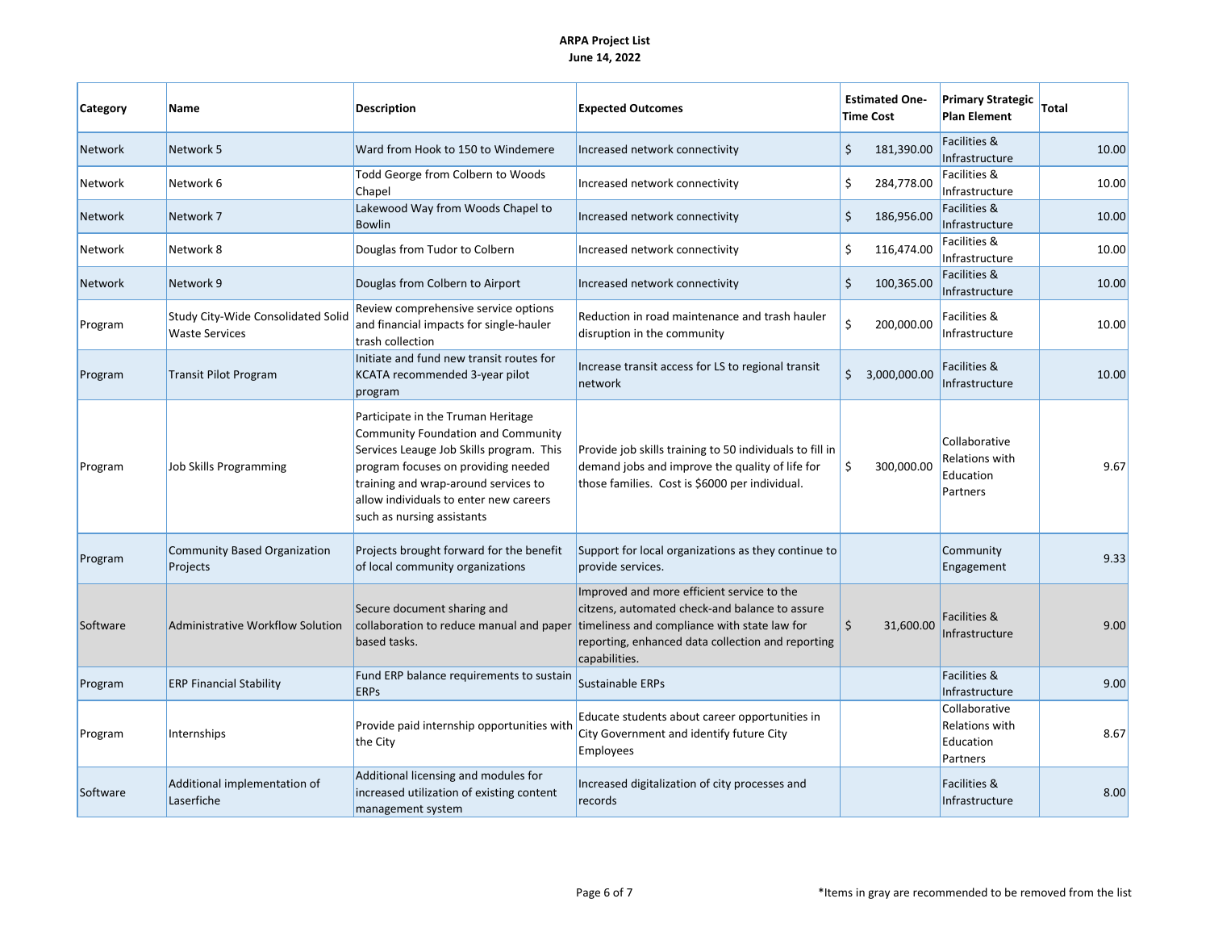**ARPA Project List**
**June 14, 2022**

| Category | Name | Description | Expected Outcomes | Estimated One-Time Cost | Primary Strategic Plan Element | Total |
|---|---|---|---|---|---|---|
| Network | Network 5 | Ward from Hook to 150 to Windemere | Increased network connectivity | $ 181,390.00 | Facilities & Infrastructure | 10.00 |
| Network | Network 6 | Todd George from Colbern to Woods Chapel | Increased network connectivity | $ 284,778.00 | Facilities & Infrastructure | 10.00 |
| Network | Network 7 | Lakewood Way from Woods Chapel to Bowlin | Increased network connectivity | $ 186,956.00 | Facilities & Infrastructure | 10.00 |
| Network | Network 8 | Douglas from Tudor to Colbern | Increased network connectivity | $ 116,474.00 | Facilities & Infrastructure | 10.00 |
| Network | Network 9 | Douglas from Colbern to Airport | Increased network connectivity | $ 100,365.00 | Facilities & Infrastructure | 10.00 |
| Program | Study City-Wide Consolidated Solid Waste Services | Review comprehensive service options and financial impacts for single-hauler trash collection | Reduction in road maintenance and trash hauler disruption in the community | $ 200,000.00 | Facilities & Infrastructure | 10.00 |
| Program | Transit Pilot Program | Initiate and fund new transit routes for KCATA recommended 3-year pilot program | Increase transit access for LS to regional transit network | $ 3,000,000.00 | Facilities & Infrastructure | 10.00 |
| Program | Job Skills Programming | Participate in the Truman Heritage Community Foundation and Community Services Leauge Job Skills program. This program focuses on providing needed training and wrap-around services to allow individuals to enter new careers such as nursing assistants | Provide job skills training to 50 individuals to fill in demand jobs and improve the quality of life for those families. Cost is $6000 per individual. | $ 300,000.00 | Collaborative Relations with Education Partners | 9.67 |
| Program | Community Based Organization Projects | Projects brought forward for the benefit of local community organizations | Support for local organizations as they continue to provide services. | | Community Engagement | 9.33 |
| Software | Administrative Workflow Solution | Secure document sharing and collaboration to reduce manual and paper based tasks. | Improved and more efficient service to the citzens, automated check-and balance to assure timeliness and compliance with state law for reporting, enhanced data collection and reporting capabilities. | $ 31,600.00 | Facilities & Infrastructure | 9.00 |
| Program | ERP Financial Stability | Fund ERP balance requirements to sustain ERPs | Sustainable ERPs | | Facilities & Infrastructure | 9.00 |
| Program | Internships | Provide paid internship opportunities with the City | Educate students about career opportunities in City Government and identify future City Employees | | Collaborative Relations with Education Partners | 8.67 |
| Software | Additional implementation of Laserfiche | Additional licensing and modules for increased utilization of existing content management system | Increased digitalization of city processes and records | | Facilities & Infrastructure | 8.00 |

*Items in gray are recommended to be removed from the list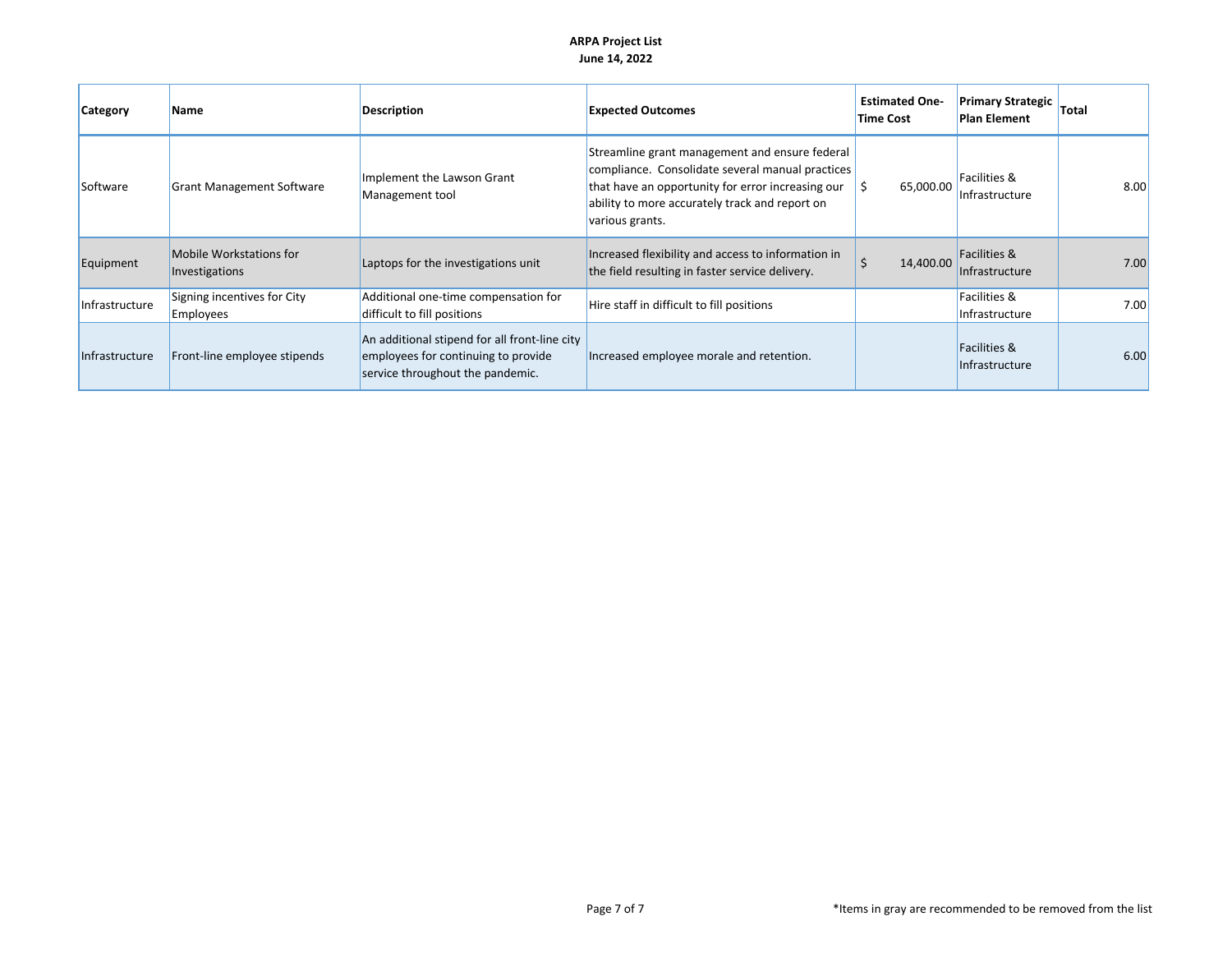**ARPA Project List**
**June 14, 2022**

| Category | Name | Description | Expected Outcomes | Estimated One-Time Cost | Primary Strategic Plan Element | Total |
|---|---|---|---|---|---|---|
| Software | Grant Management Software | Implement the Lawson Grant Management tool | Streamline grant management and ensure federal compliance. Consolidate several manual practices that have an opportunity for error increasing our ability to more accurately track and report on various grants. | $ 65,000.00 | Facilities & Infrastructure | 8.00 |
| Equipment | Mobile Workstations for Investigations | Laptops for the investigations unit | Increased flexibility and access to information in the field resulting in faster service delivery. | $ 14,400.00 | Facilities & Infrastructure | 7.00 |
| Infrastructure | Signing incentives for City Employees | Additional one-time compensation for difficult to fill positions | Hire staff in difficult to fill positions | | Facilities & Infrastructure | 7.00 |
| Infrastructure | Front-line employee stipends | An additional stipend for all front-line city employees for continuing to provide service throughout the pandemic. | Increased employee morale and retention. | | Facilities & Infrastructure | 6.00 |

*Items in gray are recommended to be removed from the list